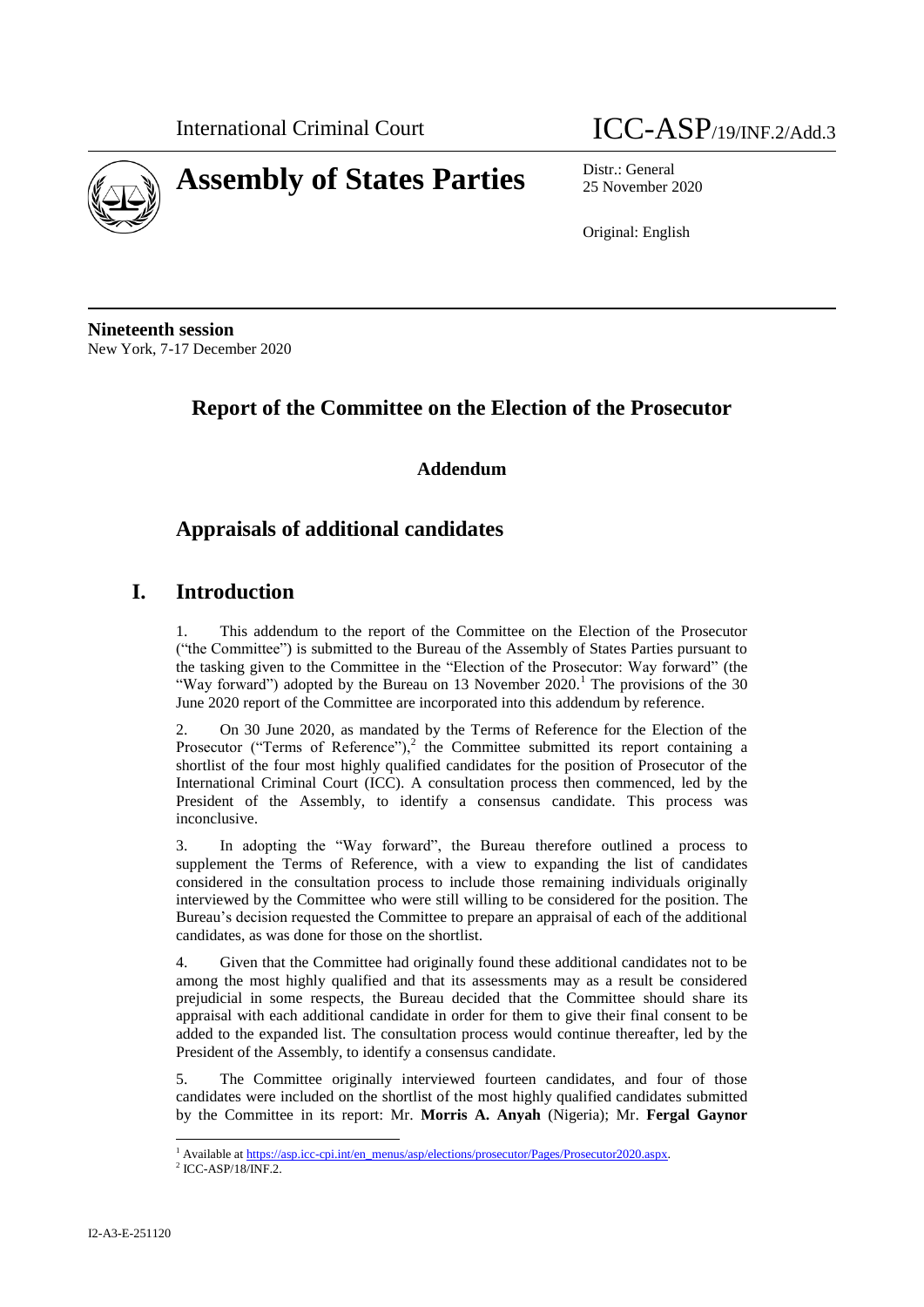International Criminal Court

ICC-ASP/19/INF.2/Add.3

# Assembly of States Parties

Distr.: General
25 November 2020

Original: English

**Nineteenth session**
New York, 7-17 December 2020

## Report of the Committee on the Election of the Prosecutor

### Addendum

## Appraisals of additional candidates

## I. Introduction

1. This addendum to the report of the Committee on the Election of the Prosecutor ("the Committee") is submitted to the Bureau of the Assembly of States Parties pursuant to the tasking given to the Committee in the "Election of the Prosecutor: Way forward" (the "Way forward") adopted by the Bureau on 13 November 2020.[1] The provisions of the 30 June 2020 report of the Committee are incorporated into this addendum by reference.

2. On 30 June 2020, as mandated by the Terms of Reference for the Election of the Prosecutor ("Terms of Reference"),[2] the Committee submitted its report containing a shortlist of the four most highly qualified candidates for the position of Prosecutor of the International Criminal Court (ICC). A consultation process then commenced, led by the President of the Assembly, to identify a consensus candidate. This process was inconclusive.

3. In adopting the "Way forward", the Bureau therefore outlined a process to supplement the Terms of Reference, with a view to expanding the list of candidates considered in the consultation process to include those remaining individuals originally interviewed by the Committee who were still willing to be considered for the position. The Bureau's decision requested the Committee to prepare an appraisal of each of the additional candidates, as was done for those on the shortlist.

4. Given that the Committee had originally found these additional candidates not to be among the most highly qualified and that its assessments may as a result be considered prejudicial in some respects, the Bureau decided that the Committee should share its appraisal with each additional candidate in order for them to give their final consent to be added to the expanded list. The consultation process would continue thereafter, led by the President of the Assembly, to identify a consensus candidate.

5. The Committee originally interviewed fourteen candidates, and four of those candidates were included on the shortlist of the most highly qualified candidates submitted by the Committee in its report: Mr. **Morris A. Anyah** (Nigeria); Mr. **Fergal Gaynor**

---

[1] Available at https://asp.icc-cpi.int/en_menus/asp/elections/prosecutor/Pages/Prosecutor2020.aspx.

[2] ICC-ASP/18/INF.2.

I2-A3-E-251120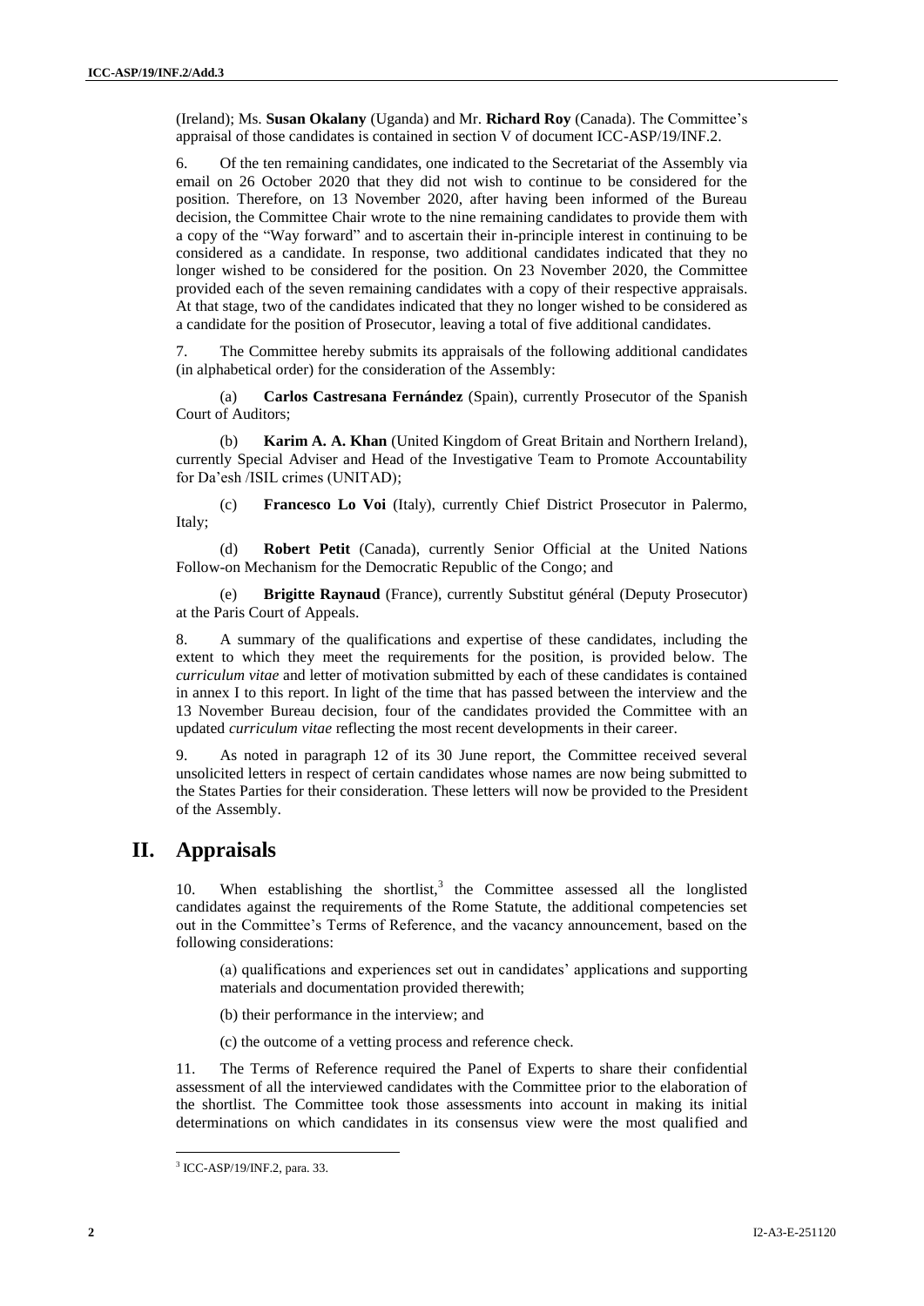(Ireland); Ms. **Susan Okalany** (Uganda) and Mr. **Richard Roy** (Canada). The Committee's appraisal of those candidates is contained in section V of document ICC-ASP/19/INF.2.

6. Of the ten remaining candidates, one indicated to the Secretariat of the Assembly via email on 26 October 2020 that they did not wish to continue to be considered for the position. Therefore, on 13 November 2020, after having been informed of the Bureau decision, the Committee Chair wrote to the nine remaining candidates to provide them with a copy of the "Way forward" and to ascertain their in-principle interest in continuing to be considered as a candidate. In response, two additional candidates indicated that they no longer wished to be considered for the position. On 23 November 2020, the Committee provided each of the seven remaining candidates with a copy of their respective appraisals. At that stage, two of the candidates indicated that they no longer wished to be considered as a candidate for the position of Prosecutor, leaving a total of five additional candidates.

7. The Committee hereby submits its appraisals of the following additional candidates (in alphabetical order) for the consideration of the Assembly:

(a) **Carlos Castresana Fernández** (Spain), currently Prosecutor of the Spanish Court of Auditors;

(b) **Karim A. A. Khan** (United Kingdom of Great Britain and Northern Ireland), currently Special Adviser and Head of the Investigative Team to Promote Accountability for Da'esh /ISIL crimes (UNITAD);

(c) **Francesco Lo Voi** (Italy), currently Chief District Prosecutor in Palermo, Italy;

(d) **Robert Petit** (Canada), currently Senior Official at the United Nations Follow-on Mechanism for the Democratic Republic of the Congo; and

(e) **Brigitte Raynaud** (France), currently Substitut général (Deputy Prosecutor) at the Paris Court of Appeals.

8. A summary of the qualifications and expertise of these candidates, including the extent to which they meet the requirements for the position, is provided below. The *curriculum vitae* and letter of motivation submitted by each of these candidates is contained in annex I to this report. In light of the time that has passed between the interview and the 13 November Bureau decision, four of the candidates provided the Committee with an updated *curriculum vitae* reflecting the most recent developments in their career.

9. As noted in paragraph 12 of its 30 June report, the Committee received several unsolicited letters in respect of certain candidates whose names are now being submitted to the States Parties for their consideration. These letters will now be provided to the President of the Assembly.

## II. Appraisals

10. When establishing the shortlist,[3] the Committee assessed all the longlisted candidates against the requirements of the Rome Statute, the additional competencies set out in the Committee's Terms of Reference, and the vacancy announcement, based on the following considerations:

(a) qualifications and experiences set out in candidates' applications and supporting materials and documentation provided therewith;

(b) their performance in the interview; and

(c) the outcome of a vetting process and reference check.

11. The Terms of Reference required the Panel of Experts to share their confidential assessment of all the interviewed candidates with the Committee prior to the elaboration of the shortlist. The Committee took those assessments into account in making its initial determinations on which candidates in its consensus view were the most qualified and

[3] ICC-ASP/19/INF.2, para. 33.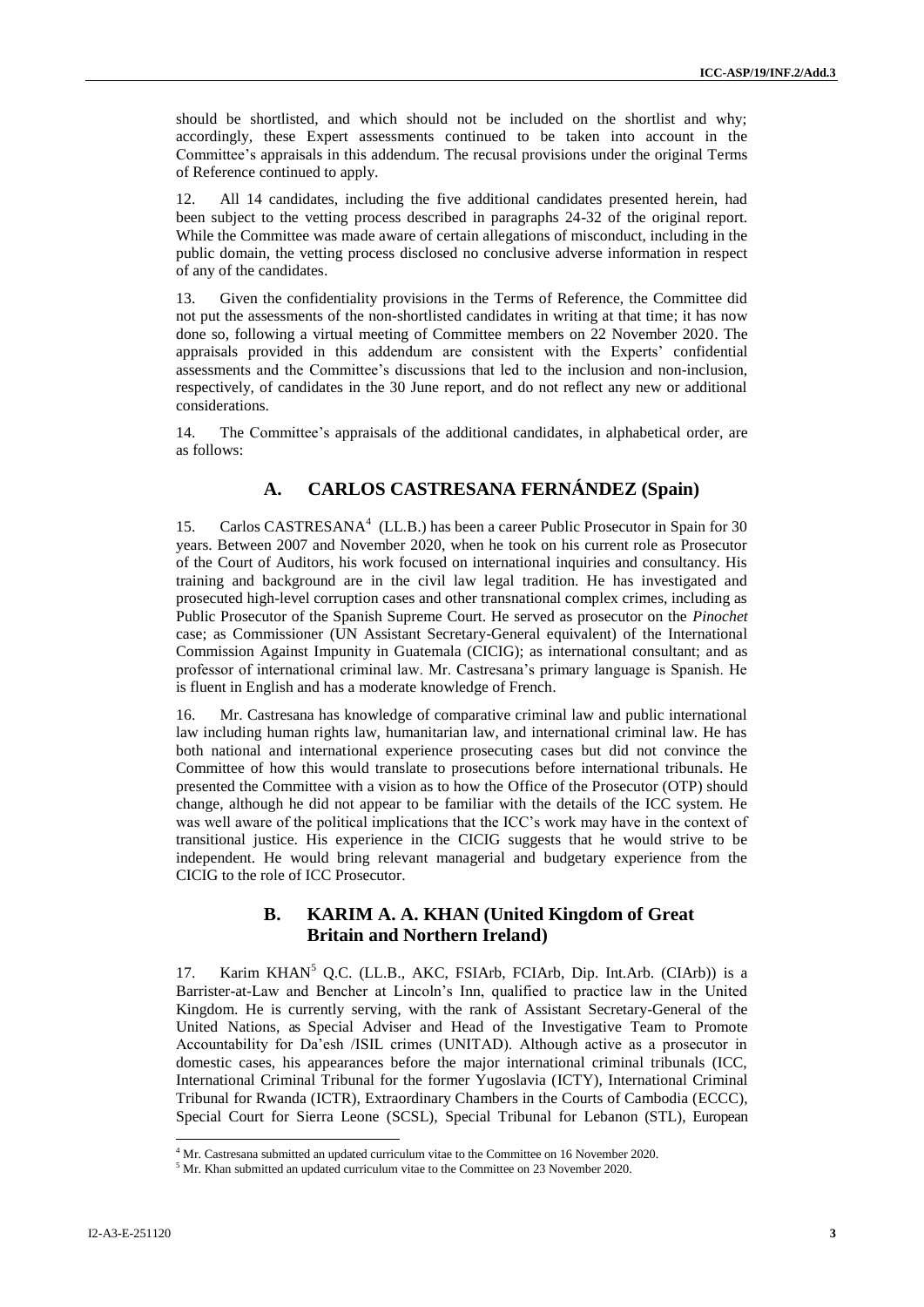should be shortlisted, and which should not be included on the shortlist and why; accordingly, these Expert assessments continued to be taken into account in the Committee's appraisals in this addendum. The recusal provisions under the original Terms of Reference continued to apply.

12. All 14 candidates, including the five additional candidates presented herein, had been subject to the vetting process described in paragraphs 24-32 of the original report. While the Committee was made aware of certain allegations of misconduct, including in the public domain, the vetting process disclosed no conclusive adverse information in respect of any of the candidates.

13. Given the confidentiality provisions in the Terms of Reference, the Committee did not put the assessments of the non-shortlisted candidates in writing at that time; it has now done so, following a virtual meeting of Committee members on 22 November 2020. The appraisals provided in this addendum are consistent with the Experts' confidential assessments and the Committee's discussions that led to the inclusion and non-inclusion, respectively, of candidates in the 30 June report, and do not reflect any new or additional considerations.

14. The Committee's appraisals of the additional candidates, in alphabetical order, are as follows:

## A. CARLOS CASTRESANA FERNÁNDEZ (Spain)

15. Carlos CASTRESANA[4] (LL.B.) has been a career Public Prosecutor in Spain for 30 years. Between 2007 and November 2020, when he took on his current role as Prosecutor of the Court of Auditors, his work focused on international inquiries and consultancy. His training and background are in the civil law legal tradition. He has investigated and prosecuted high-level corruption cases and other transnational complex crimes, including as Public Prosecutor of the Spanish Supreme Court. He served as prosecutor on the *Pinochet* case; as Commissioner (UN Assistant Secretary-General equivalent) of the International Commission Against Impunity in Guatemala (CICIG); as international consultant; and as professor of international criminal law. Mr. Castresana's primary language is Spanish. He is fluent in English and has a moderate knowledge of French.

16. Mr. Castresana has knowledge of comparative criminal law and public international law including human rights law, humanitarian law, and international criminal law. He has both national and international experience prosecuting cases but did not convince the Committee of how this would translate to prosecutions before international tribunals. He presented the Committee with a vision as to how the Office of the Prosecutor (OTP) should change, although he did not appear to be familiar with the details of the ICC system. He was well aware of the political implications that the ICC's work may have in the context of transitional justice. His experience in the CICIG suggests that he would strive to be independent. He would bring relevant managerial and budgetary experience from the CICIG to the role of ICC Prosecutor.

## B. KARIM A. A. KHAN (United Kingdom of Great Britain and Northern Ireland)

17. Karim KHAN[5] Q.C. (LL.B., AKC, FSIArb, FCIArb, Dip. Int.Arb. (CIArb)) is a Barrister-at-Law and Bencher at Lincoln's Inn, qualified to practice law in the United Kingdom. He is currently serving, with the rank of Assistant Secretary-General of the United Nations, as Special Adviser and Head of the Investigative Team to Promote Accountability for Da'esh /ISIL crimes (UNITAD). Although active as a prosecutor in domestic cases, his appearances before the major international criminal tribunals (ICC, International Criminal Tribunal for the former Yugoslavia (ICTY), International Criminal Tribunal for Rwanda (ICTR), Extraordinary Chambers in the Courts of Cambodia (ECCC), Special Court for Sierra Leone (SCSL), Special Tribunal for Lebanon (STL), European

---

[4] Mr. Castresana submitted an updated curriculum vitae to the Committee on 16 November 2020.

[5] Mr. Khan submitted an updated curriculum vitae to the Committee on 23 November 2020.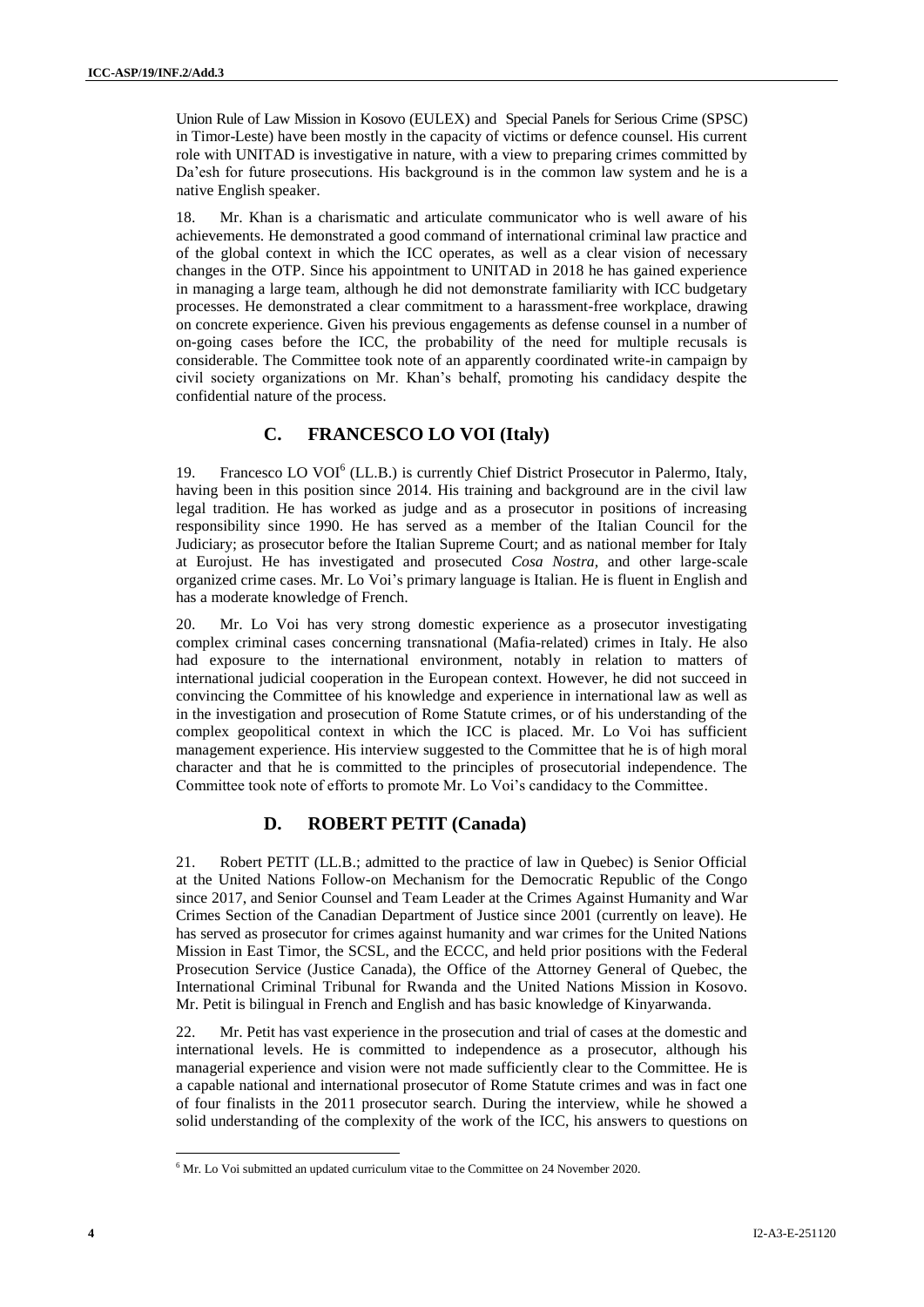Union Rule of Law Mission in Kosovo (EULEX) and Special Panels for Serious Crime (SPSC) in Timor-Leste) have been mostly in the capacity of victims or defence counsel. His current role with UNITAD is investigative in nature, with a view to preparing crimes committed by Da'esh for future prosecutions. His background is in the common law system and he is a native English speaker.

18. Mr. Khan is a charismatic and articulate communicator who is well aware of his achievements. He demonstrated a good command of international criminal law practice and of the global context in which the ICC operates, as well as a clear vision of necessary changes in the OTP. Since his appointment to UNITAD in 2018 he has gained experience in managing a large team, although he did not demonstrate familiarity with ICC budgetary processes. He demonstrated a clear commitment to a harassment-free workplace, drawing on concrete experience. Given his previous engagements as defense counsel in a number of on-going cases before the ICC, the probability of the need for multiple recusals is considerable. The Committee took note of an apparently coordinated write-in campaign by civil society organizations on Mr. Khan's behalf, promoting his candidacy despite the confidential nature of the process.

## C. FRANCESCO LO VOI (Italy)

19. Francesco LO VOI[6] (LL.B.) is currently Chief District Prosecutor in Palermo, Italy, having been in this position since 2014. His training and background are in the civil law legal tradition. He has worked as judge and as a prosecutor in positions of increasing responsibility since 1990. He has served as a member of the Italian Council for the Judiciary; as prosecutor before the Italian Supreme Court; and as national member for Italy at Eurojust. He has investigated and prosecuted *Cosa Nostra,* and other large-scale organized crime cases. Mr. Lo Voi's primary language is Italian. He is fluent in English and has a moderate knowledge of French.

20. Mr. Lo Voi has very strong domestic experience as a prosecutor investigating complex criminal cases concerning transnational (Mafia-related) crimes in Italy. He also had exposure to the international environment, notably in relation to matters of international judicial cooperation in the European context. However, he did not succeed in convincing the Committee of his knowledge and experience in international law as well as in the investigation and prosecution of Rome Statute crimes, or of his understanding of the complex geopolitical context in which the ICC is placed. Mr. Lo Voi has sufficient management experience. His interview suggested to the Committee that he is of high moral character and that he is committed to the principles of prosecutorial independence. The Committee took note of efforts to promote Mr. Lo Voi's candidacy to the Committee.

## D. ROBERT PETIT (Canada)

21. Robert PETIT (LL.B.; admitted to the practice of law in Quebec) is Senior Official at the United Nations Follow-on Mechanism for the Democratic Republic of the Congo since 2017, and Senior Counsel and Team Leader at the Crimes Against Humanity and War Crimes Section of the Canadian Department of Justice since 2001 (currently on leave). He has served as prosecutor for crimes against humanity and war crimes for the United Nations Mission in East Timor, the SCSL, and the ECCC, and held prior positions with the Federal Prosecution Service (Justice Canada), the Office of the Attorney General of Quebec, the International Criminal Tribunal for Rwanda and the United Nations Mission in Kosovo. Mr. Petit is bilingual in French and English and has basic knowledge of Kinyarwanda.

22. Mr. Petit has vast experience in the prosecution and trial of cases at the domestic and international levels. He is committed to independence as a prosecutor, although his managerial experience and vision were not made sufficiently clear to the Committee. He is a capable national and international prosecutor of Rome Statute crimes and was in fact one of four finalists in the 2011 prosecutor search. During the interview, while he showed a solid understanding of the complexity of the work of the ICC, his answers to questions on

[6] Mr. Lo Voi submitted an updated curriculum vitae to the Committee on 24 November 2020.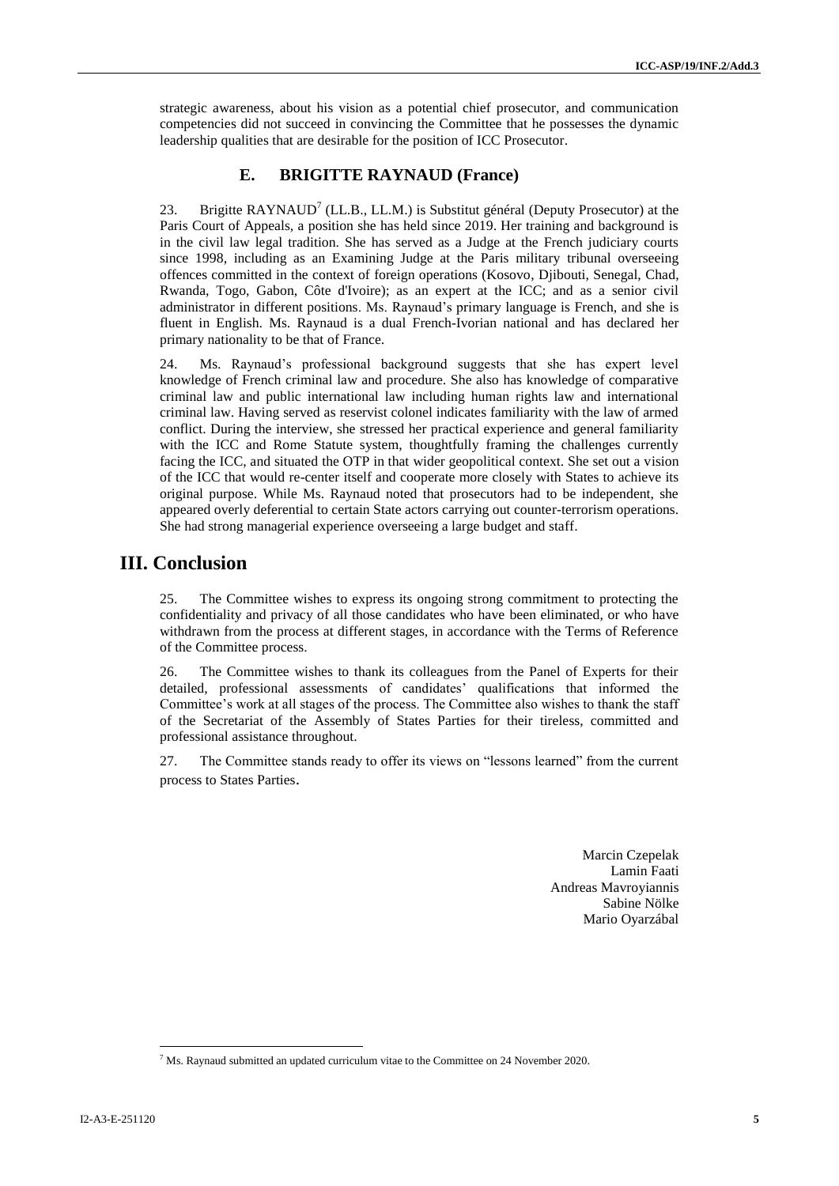strategic awareness, about his vision as a potential chief prosecutor, and communication competencies did not succeed in convincing the Committee that he possesses the dynamic leadership qualities that are desirable for the position of ICC Prosecutor.

### E. BRIGITTE RAYNAUD (France)

23. Brigitte RAYNAUD[7] (LL.B., LL.M.) is Substitut général (Deputy Prosecutor) at the Paris Court of Appeals, a position she has held since 2019. Her training and background is in the civil law legal tradition. She has served as a Judge at the French judiciary courts since 1998, including as an Examining Judge at the Paris military tribunal overseeing offences committed in the context of foreign operations (Kosovo, Djibouti, Senegal, Chad, Rwanda, Togo, Gabon, Côte d'Ivoire); as an expert at the ICC; and as a senior civil administrator in different positions. Ms. Raynaud's primary language is French, and she is fluent in English. Ms. Raynaud is a dual French-Ivorian national and has declared her primary nationality to be that of France.

24. Ms. Raynaud's professional background suggests that she has expert level knowledge of French criminal law and procedure. She also has knowledge of comparative criminal law and public international law including human rights law and international criminal law. Having served as reservist colonel indicates familiarity with the law of armed conflict. During the interview, she stressed her practical experience and general familiarity with the ICC and Rome Statute system, thoughtfully framing the challenges currently facing the ICC, and situated the OTP in that wider geopolitical context. She set out a vision of the ICC that would re-center itself and cooperate more closely with States to achieve its original purpose. While Ms. Raynaud noted that prosecutors had to be independent, she appeared overly deferential to certain State actors carrying out counter-terrorism operations. She had strong managerial experience overseeing a large budget and staff.

## III. Conclusion

25. The Committee wishes to express its ongoing strong commitment to protecting the confidentiality and privacy of all those candidates who have been eliminated, or who have withdrawn from the process at different stages, in accordance with the Terms of Reference of the Committee process.

26. The Committee wishes to thank its colleagues from the Panel of Experts for their detailed, professional assessments of candidates' qualifications that informed the Committee's work at all stages of the process. The Committee also wishes to thank the staff of the Secretariat of the Assembly of States Parties for their tireless, committed and professional assistance throughout.

27. The Committee stands ready to offer its views on "lessons learned" from the current process to States Parties.

Marcin Czepelak
Lamin Faati
Andreas Mavroyiannis
Sabine Nölke
Mario Oyarzábal

---

[7] Ms. Raynaud submitted an updated curriculum vitae to the Committee on 24 November 2020.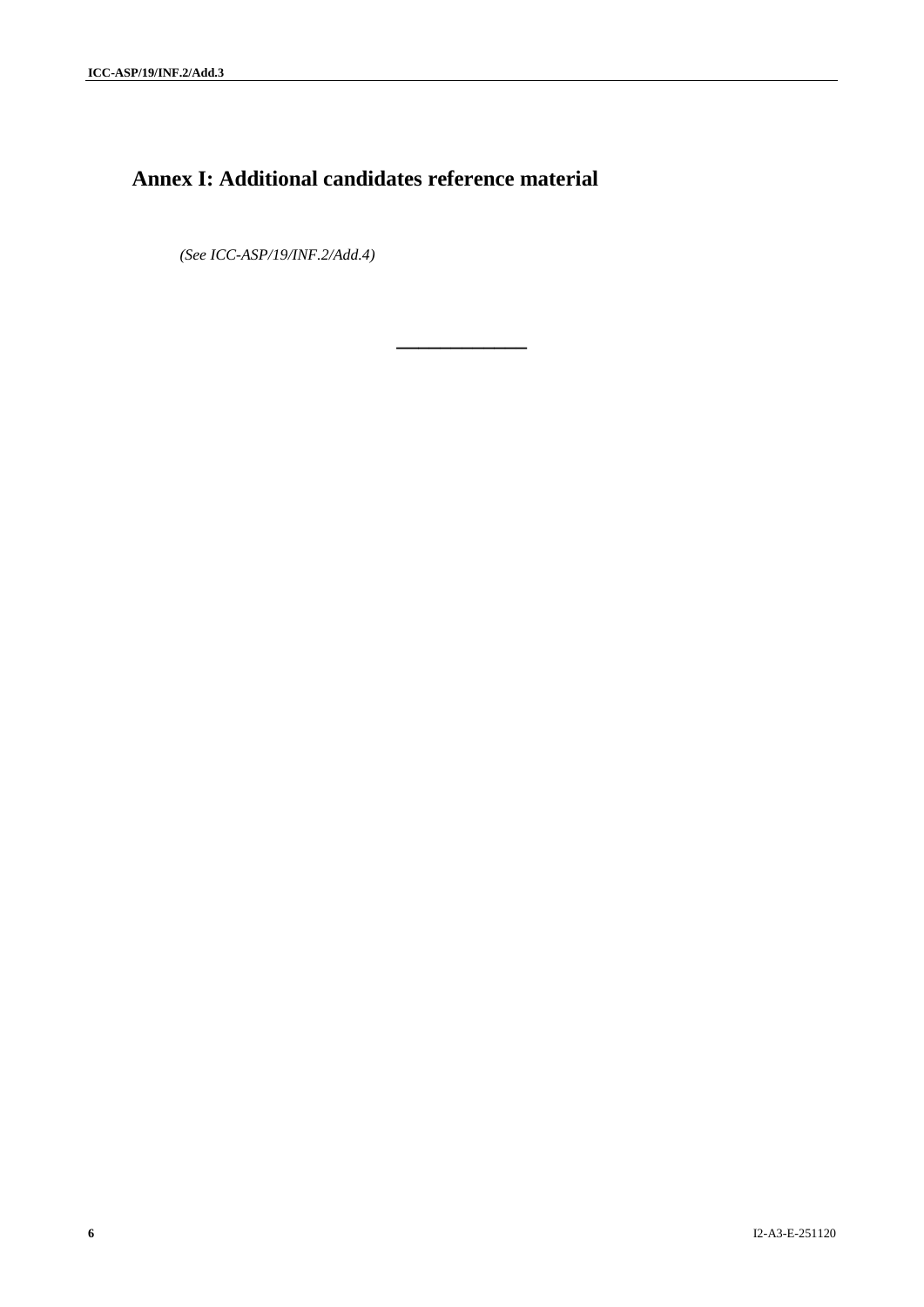# Annex I: Additional candidates reference material

*(See ICC-ASP/19/INF.2/Add.4)*

---